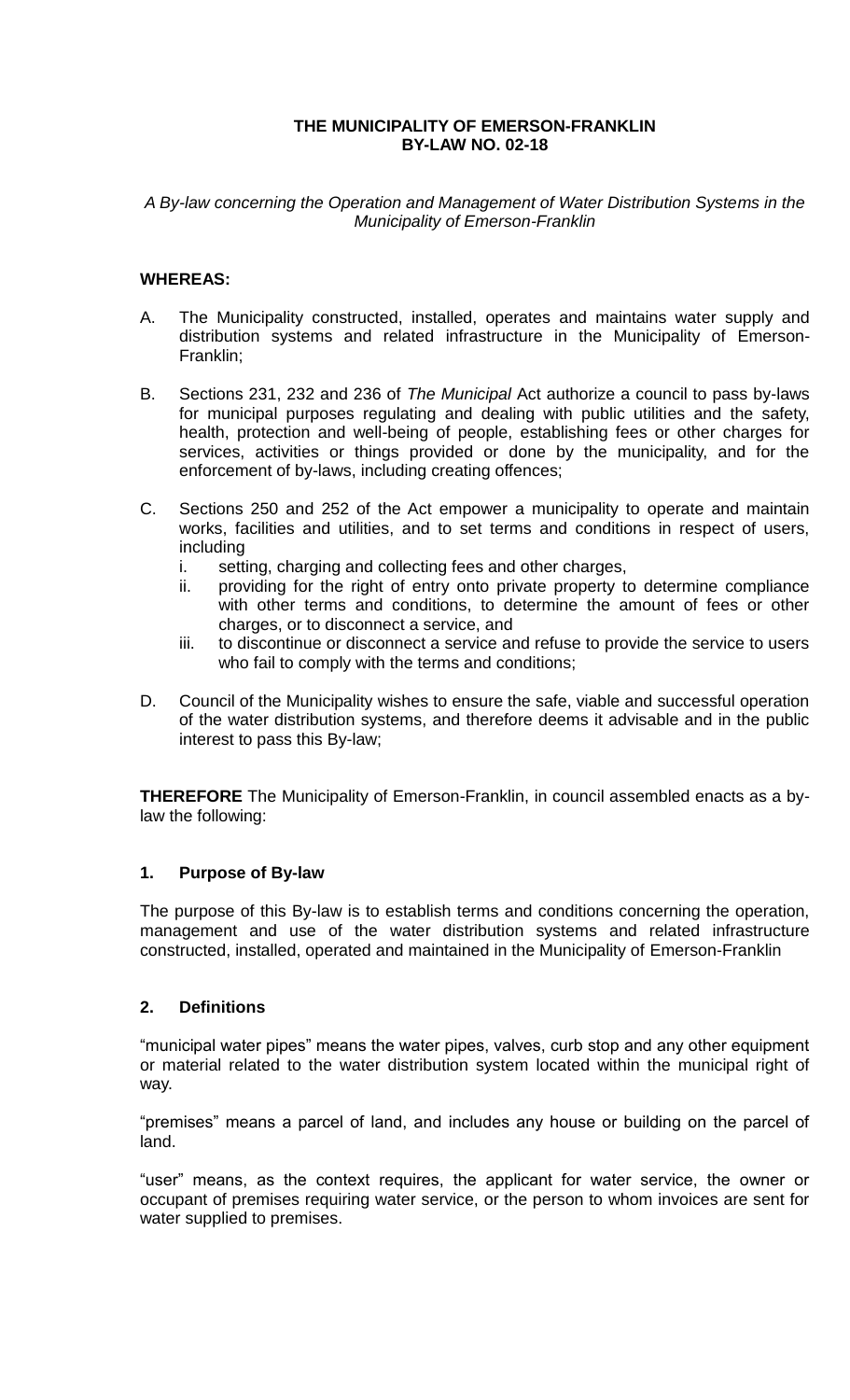**THE MUNICIPALITY OF EMERSON-FRANKLIN**
**BY-LAW NO. 02-18**

*A By-law concerning the Operation and Management of Water Distribution Systems in the Municipality of Emerson-Franklin*

**WHEREAS:**

A. The Municipality constructed, installed, operates and maintains water supply and distribution systems and related infrastructure in the Municipality of Emerson-Franklin;

B. Sections 231, 232 and 236 of *The Municipal* Act authorize a council to pass by-laws for municipal purposes regulating and dealing with public utilities and the safety, health, protection and well-being of people, establishing fees or other charges for services, activities or things provided or done by the municipality, and for the enforcement of by-laws, including creating offences;

C. Sections 250 and 252 of the Act empower a municipality to operate and maintain works, facilities and utilities, and to set terms and conditions in respect of users, including
   i. setting, charging and collecting fees and other charges,
   ii. providing for the right of entry onto private property to determine compliance with other terms and conditions, to determine the amount of fees or other charges, or to disconnect a service, and
   iii. to discontinue or disconnect a service and refuse to provide the service to users who fail to comply with the terms and conditions;

D. Council of the Municipality wishes to ensure the safe, viable and successful operation of the water distribution systems, and therefore deems it advisable and in the public interest to pass this By-law;

**THEREFORE** The Municipality of Emerson-Franklin, in council assembled enacts as a by-law the following:

### 1. Purpose of By-law

The purpose of this By-law is to establish terms and conditions concerning the operation, management and use of the water distribution systems and related infrastructure constructed, installed, operated and maintained in the Municipality of Emerson-Franklin

### 2. Definitions

"municipal water pipes" means the water pipes, valves, curb stop and any other equipment or material related to the water distribution system located within the municipal right of way.

"premises" means a parcel of land, and includes any house or building on the parcel of land.

"user" means, as the context requires, the applicant for water service, the owner or occupant of premises requiring water service, or the person to whom invoices are sent for water supplied to premises.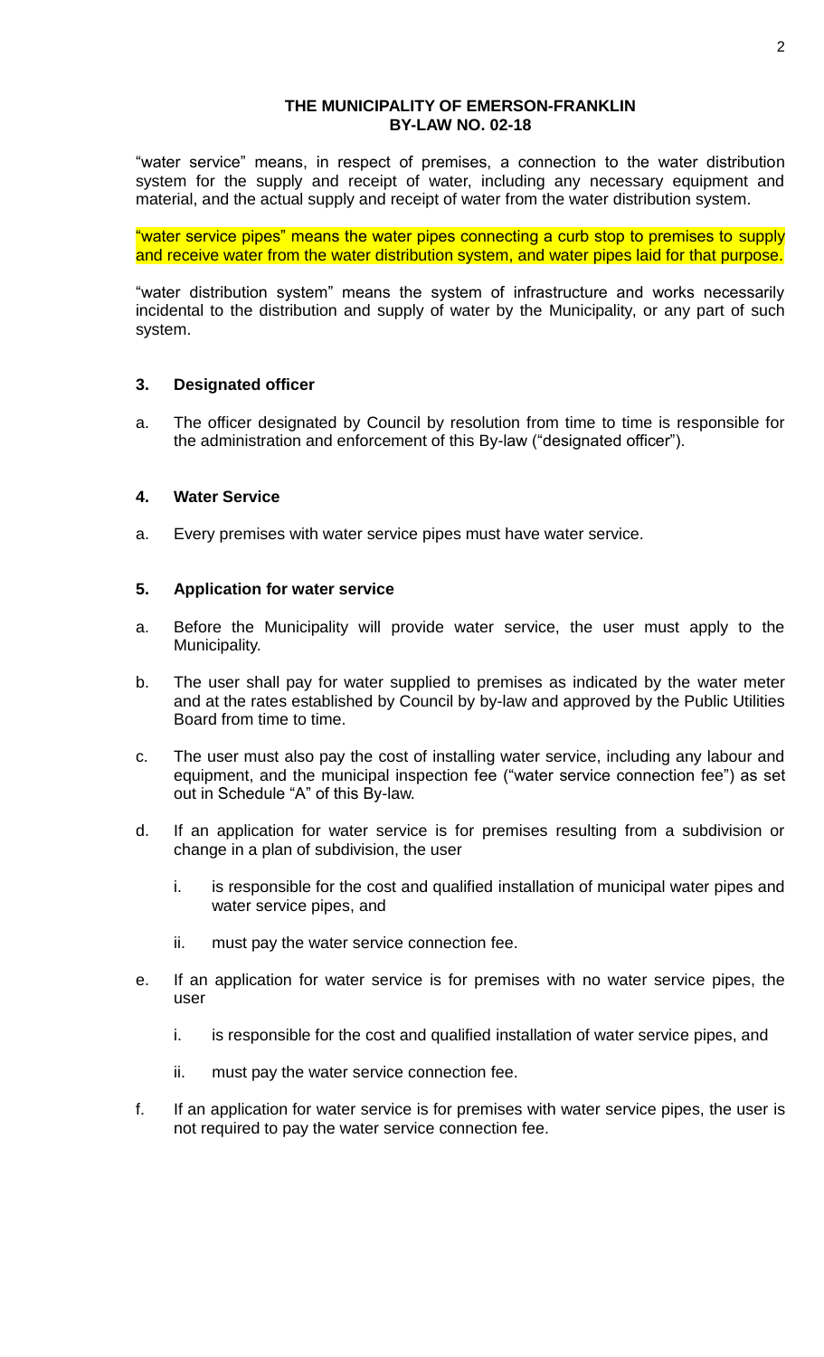**THE MUNICIPALITY OF EMERSON-FRANKLIN**
**BY-LAW NO. 02-18**

"water service" means, in respect of premises, a connection to the water distribution system for the supply and receipt of water, including any necessary equipment and material, and the actual supply and receipt of water from the water distribution system.

"water service pipes" means the water pipes connecting a curb stop to premises to supply and receive water from the water distribution system, and water pipes laid for that purpose.

"water distribution system" means the system of infrastructure and works necessarily incidental to the distribution and supply of water by the Municipality, or any part of such system.

### 3. Designated officer

a. The officer designated by Council by resolution from time to time is responsible for the administration and enforcement of this By-law ("designated officer").

### 4. Water Service

a. Every premises with water service pipes must have water service.

### 5. Application for water service

a. Before the Municipality will provide water service, the user must apply to the Municipality.

b. The user shall pay for water supplied to premises as indicated by the water meter and at the rates established by Council by by-law and approved by the Public Utilities Board from time to time.

c. The user must also pay the cost of installing water service, including any labour and equipment, and the municipal inspection fee ("water service connection fee") as set out in Schedule "A" of this By-law.

d. If an application for water service is for premises resulting from a subdivision or change in a plan of subdivision, the user

   i. is responsible for the cost and qualified installation of municipal water pipes and water service pipes, and

   ii. must pay the water service connection fee.

e. If an application for water service is for premises with no water service pipes, the user

   i. is responsible for the cost and qualified installation of water service pipes, and

   ii. must pay the water service connection fee.

f. If an application for water service is for premises with water service pipes, the user is not required to pay the water service connection fee.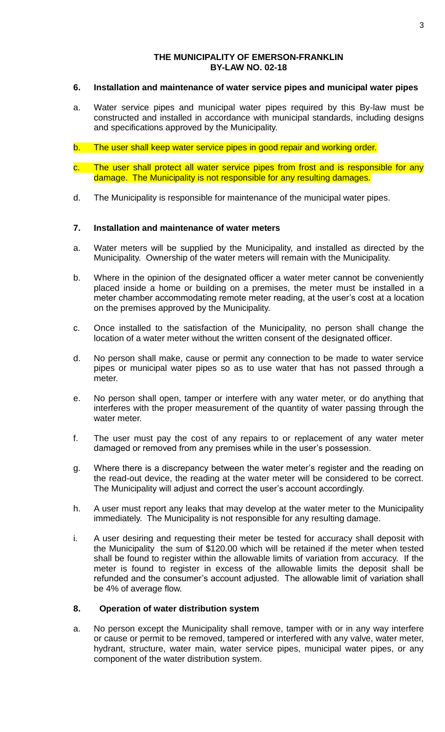**THE MUNICIPALITY OF EMERSON-FRANKLIN**
**BY-LAW NO. 02-18**

## 6. Installation and maintenance of water service pipes and municipal water pipes

a. Water service pipes and municipal water pipes required by this By-law must be constructed and installed in accordance with municipal standards, including designs and specifications approved by the Municipality.

b. The user shall keep water service pipes in good repair and working order.

c. The user shall protect all water service pipes from frost and is responsible for any damage. The Municipality is not responsible for any resulting damages.

d. The Municipality is responsible for maintenance of the municipal water pipes.

## 7. Installation and maintenance of water meters

a. Water meters will be supplied by the Municipality, and installed as directed by the Municipality. Ownership of the water meters will remain with the Municipality.

b. Where in the opinion of the designated officer a water meter cannot be conveniently placed inside a home or building on a premises, the meter must be installed in a meter chamber accommodating remote meter reading, at the user's cost at a location on the premises approved by the Municipality.

c. Once installed to the satisfaction of the Municipality, no person shall change the location of a water meter without the written consent of the designated officer.

d. No person shall make, cause or permit any connection to be made to water service pipes or municipal water pipes so as to use water that has not passed through a meter.

e. No person shall open, tamper or interfere with any water meter, or do anything that interferes with the proper measurement of the quantity of water passing through the water meter.

f. The user must pay the cost of any repairs to or replacement of any water meter damaged or removed from any premises while in the user's possession.

g. Where there is a discrepancy between the water meter's register and the reading on the read-out device, the reading at the water meter will be considered to be correct. The Municipality will adjust and correct the user's account accordingly.

h. A user must report any leaks that may develop at the water meter to the Municipality immediately. The Municipality is not responsible for any resulting damage.

i. A user desiring and requesting their meter be tested for accuracy shall deposit with the Municipality the sum of $120.00 which will be retained if the meter when tested shall be found to register within the allowable limits of variation from accuracy. If the meter is found to register in excess of the allowable limits the deposit shall be refunded and the consumer's account adjusted. The allowable limit of variation shall be 4% of average flow.

## 8. Operation of water distribution system

a. No person except the Municipality shall remove, tamper with or in any way interfere or cause or permit to be removed, tampered or interfered with any valve, water meter, hydrant, structure, water main, water service pipes, municipal water pipes, or any component of the water distribution system.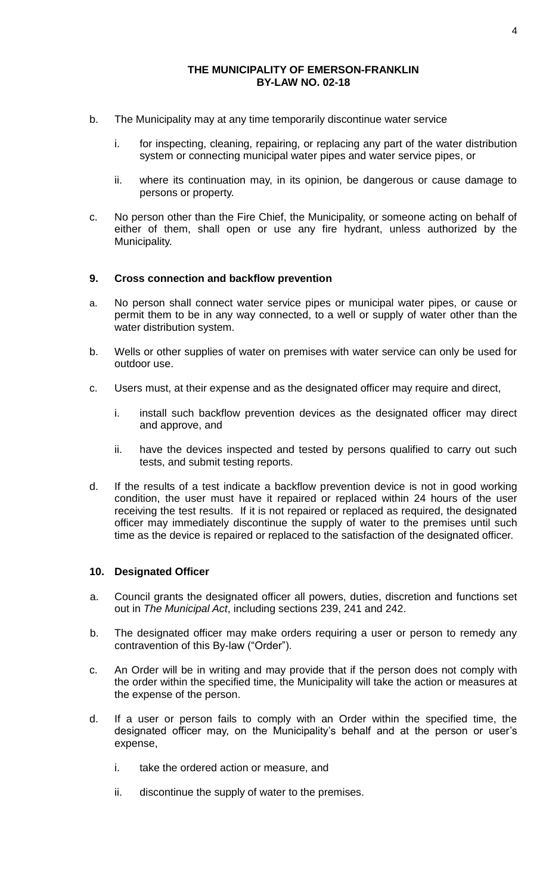b. The Municipality may at any time temporarily discontinue water service

   i. for inspecting, cleaning, repairing, or replacing any part of the water distribution system or connecting municipal water pipes and water service pipes, or

   ii. where its continuation may, in its opinion, be dangerous or cause damage to persons or property.

c. No person other than the Fire Chief, the Municipality, or someone acting on behalf of either of them, shall open or use any fire hydrant, unless authorized by the Municipality.

### 9. Cross connection and backflow prevention

a. No person shall connect water service pipes or municipal water pipes, or cause or permit them to be in any way connected, to a well or supply of water other than the water distribution system.

b. Wells or other supplies of water on premises with water service can only be used for outdoor use.

c. Users must, at their expense and as the designated officer may require and direct,

   i. install such backflow prevention devices as the designated officer may direct and approve, and

   ii. have the devices inspected and tested by persons qualified to carry out such tests, and submit testing reports.

d. If the results of a test indicate a backflow prevention device is not in good working condition, the user must have it repaired or replaced within 24 hours of the user receiving the test results. If it is not repaired or replaced as required, the designated officer may immediately discontinue the supply of water to the premises until such time as the device is repaired or replaced to the satisfaction of the designated officer.

### 10. Designated Officer

a. Council grants the designated officer all powers, duties, discretion and functions set out in *The Municipal Act*, including sections 239, 241 and 242.

b. The designated officer may make orders requiring a user or person to remedy any contravention of this By-law ("Order").

c. An Order will be in writing and may provide that if the person does not comply with the order within the specified time, the Municipality will take the action or measures at the expense of the person.

d. If a user or person fails to comply with an Order within the specified time, the designated officer may, on the Municipality's behalf and at the person or user's expense,

   i. take the ordered action or measure, and

   ii. discontinue the supply of water to the premises.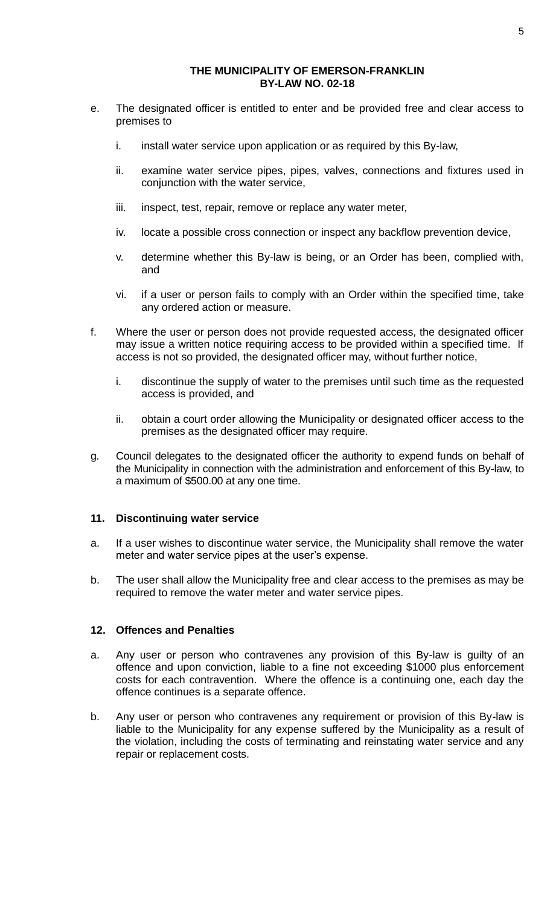e. The designated officer is entitled to enter and be provided free and clear access to premises to

   i. install water service upon application or as required by this By-law,

   ii. examine water service pipes, pipes, valves, connections and fixtures used in conjunction with the water service,

   iii. inspect, test, repair, remove or replace any water meter,

   iv. locate a possible cross connection or inspect any backflow prevention device,

   v. determine whether this By-law is being, or an Order has been, complied with, and

   vi. if a user or person fails to comply with an Order within the specified time, take any ordered action or measure.

f. Where the user or person does not provide requested access, the designated officer may issue a written notice requiring access to be provided within a specified time. If access is not so provided, the designated officer may, without further notice,

   i. discontinue the supply of water to the premises until such time as the requested access is provided, and

   ii. obtain a court order allowing the Municipality or designated officer access to the premises as the designated officer may require.

g. Council delegates to the designated officer the authority to expend funds on behalf of the Municipality in connection with the administration and enforcement of this By-law, to a maximum of $500.00 at any one time.

## 11. Discontinuing water service

a. If a user wishes to discontinue water service, the Municipality shall remove the water meter and water service pipes at the user's expense.

b. The user shall allow the Municipality free and clear access to the premises as may be required to remove the water meter and water service pipes.

## 12. Offences and Penalties

a. Any user or person who contravenes any provision of this By-law is guilty of an offence and upon conviction, liable to a fine not exceeding $1000 plus enforcement costs for each contravention. Where the offence is a continuing one, each day the offence continues is a separate offence.

b. Any user or person who contravenes any requirement or provision of this By-law is liable to the Municipality for any expense suffered by the Municipality as a result of the violation, including the costs of terminating and reinstating water service and any repair or replacement costs.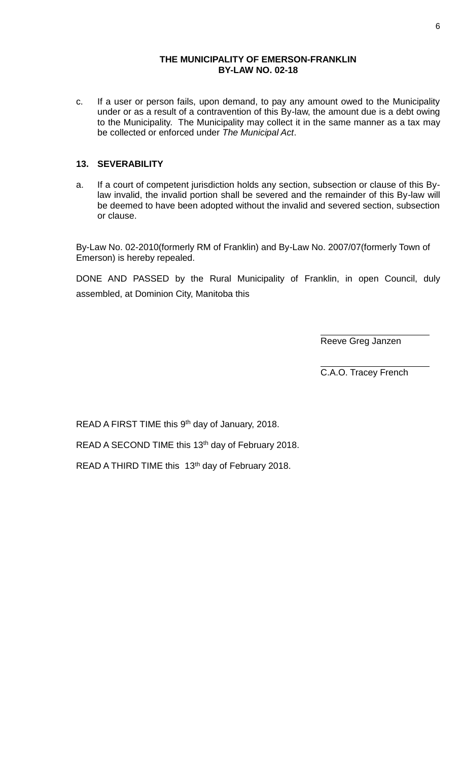**THE MUNICIPALITY OF EMERSON-FRANKLIN**
**BY-LAW NO. 02-18**

c. If a user or person fails, upon demand, to pay any amount owed to the Municipality under or as a result of a contravention of this By-law, the amount due is a debt owing to the Municipality. The Municipality may collect it in the same manner as a tax may be collected or enforced under *The Municipal Act*.

## 13. SEVERABILITY

a. If a court of competent jurisdiction holds any section, subsection or clause of this By-law invalid, the invalid portion shall be severed and the remainder of this By-law will be deemed to have been adopted without the invalid and severed section, subsection or clause.

By-Law No. 02-2010(formerly RM of Franklin) and By-Law No. 2007/07(formerly Town of Emerson) is hereby repealed.

DONE AND PASSED by the Rural Municipality of Franklin, in open Council, duly assembled, at Dominion City, Manitoba this

\_\_\_\_\_\_\_\_\_\_\_\_\_\_\_\_\_\_\_\_\_\_
Reeve Greg Janzen

\_\_\_\_\_\_\_\_\_\_\_\_\_\_\_\_\_\_\_\_\_\_
C.A.O. Tracey French

READ A FIRST TIME this 9th day of January, 2018.

READ A SECOND TIME this 13th day of February 2018.

READ A THIRD TIME this 13th day of February 2018.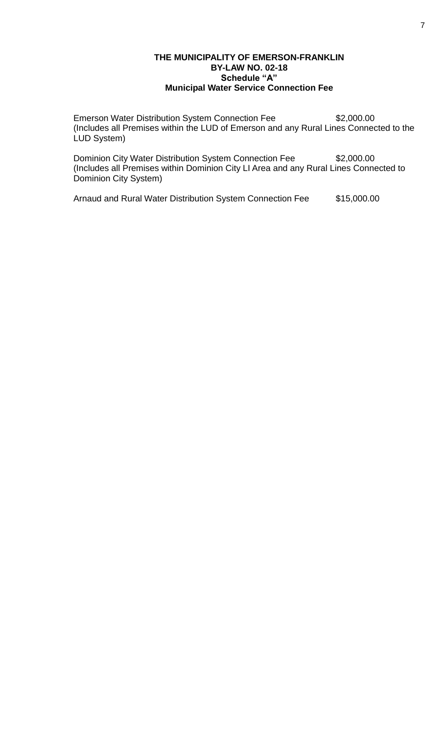**THE MUNICIPALITY OF EMERSON-FRANKLIN**
**BY-LAW NO. 02-18**
**Schedule "A"**
**Municipal Water Service Connection Fee**

Emerson Water Distribution System Connection Fee $2,000.00
(Includes all Premises within the LUD of Emerson and any Rural Lines Connected to the LUD System)

Dominion City Water Distribution System Connection Fee $2,000.00
(Includes all Premises within Dominion City LI Area and any Rural Lines Connected to Dominion City System)

Arnaud and Rural Water Distribution System Connection Fee $15,000.00